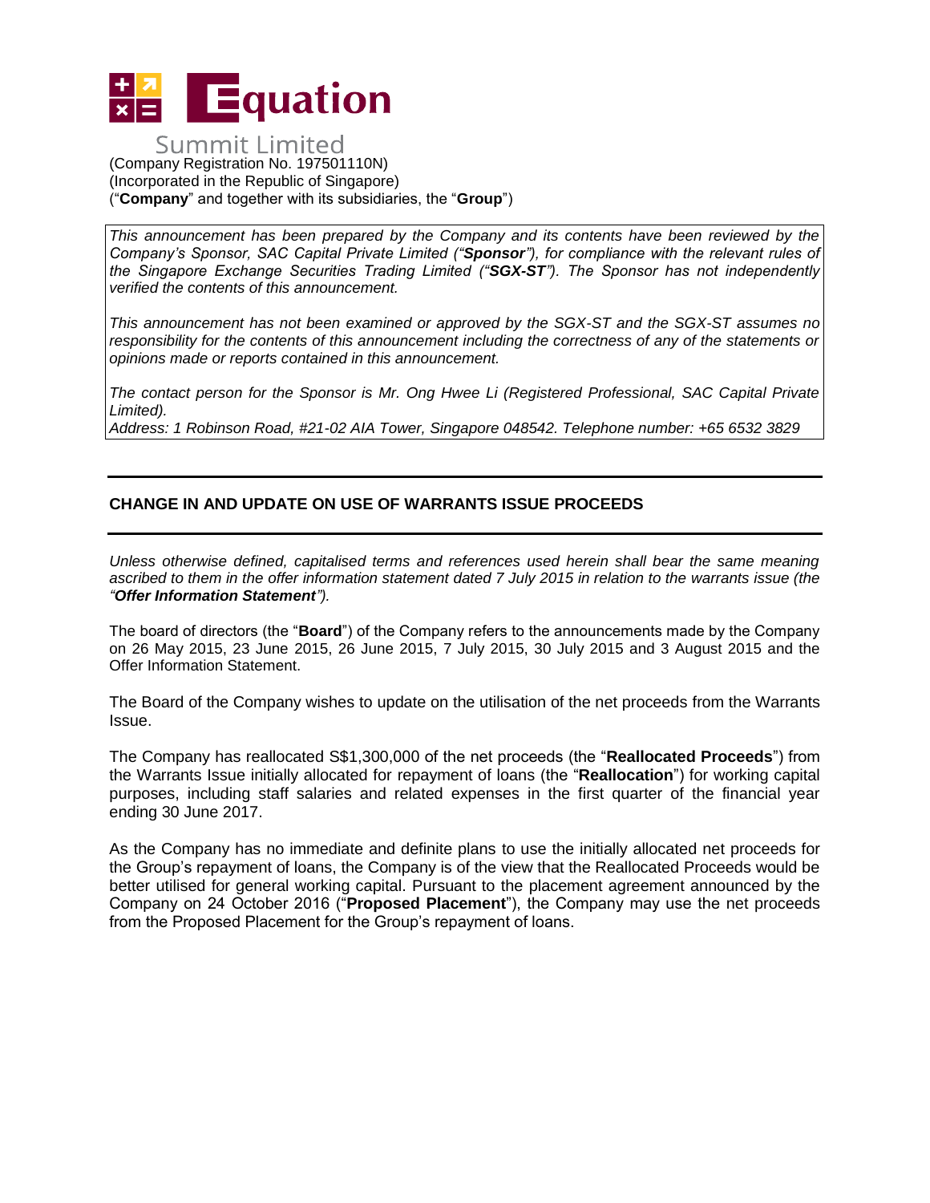Equation Summit Limited

(Company Registration No. 197501110N)
(Incorporated in the Republic of Singapore)
("**Company**" and together with its subsidiaries, the "**Group**")

*This announcement has been prepared by the Company and its contents have been reviewed by the Company's Sponsor, SAC Capital Private Limited ("**Sponsor**"), for compliance with the relevant rules of the Singapore Exchange Securities Trading Limited ("**SGX-ST**"). The Sponsor has not independently verified the contents of this announcement.*

*This announcement has not been examined or approved by the SGX-ST and the SGX-ST assumes no responsibility for the contents of this announcement including the correctness of any of the statements or opinions made or reports contained in this announcement.*

*The contact person for the Sponsor is Mr. Ong Hwee Li (Registered Professional, SAC Capital Private Limited).*
*Address: 1 Robinson Road, #21-02 AIA Tower, Singapore 048542. Telephone number: +65 6532 3829*

## CHANGE IN AND UPDATE ON USE OF WARRANTS ISSUE PROCEEDS

*Unless otherwise defined, capitalised terms and references used herein shall bear the same meaning ascribed to them in the offer information statement dated 7 July 2015 in relation to the warrants issue (the "**Offer Information Statement**").*

The board of directors (the "**Board**") of the Company refers to the announcements made by the Company on 26 May 2015, 23 June 2015, 26 June 2015, 7 July 2015, 30 July 2015 and 3 August 2015 and the Offer Information Statement.

The Board of the Company wishes to update on the utilisation of the net proceeds from the Warrants Issue.

The Company has reallocated S$1,300,000 of the net proceeds (the "**Reallocated Proceeds**") from the Warrants Issue initially allocated for repayment of loans (the "**Reallocation**") for working capital purposes, including staff salaries and related expenses in the first quarter of the financial year ending 30 June 2017.

As the Company has no immediate and definite plans to use the initially allocated net proceeds for the Group's repayment of loans, the Company is of the view that the Reallocated Proceeds would be better utilised for general working capital. Pursuant to the placement agreement announced by the Company on 24 October 2016 ("**Proposed Placement**"), the Company may use the net proceeds from the Proposed Placement for the Group's repayment of loans.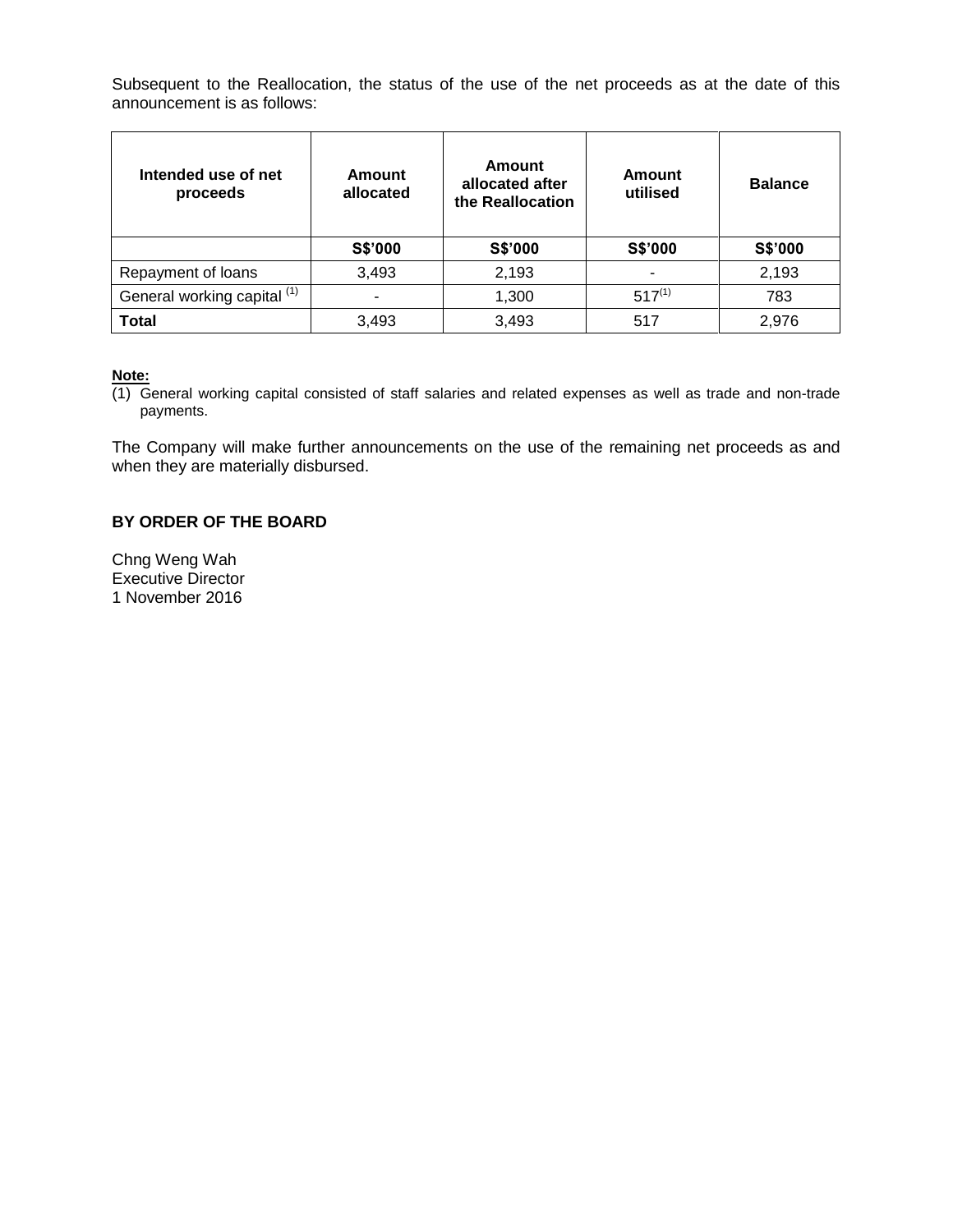Subsequent to the Reallocation, the status of the use of the net proceeds as at the date of this announcement is as follows:

| Intended use of net proceeds | Amount allocated | Amount allocated after the Reallocation | Amount utilised | Balance |
|---|---|---|---|---|
| | S$'000 | S$'000 | S$'000 | S$'000 |
| Repayment of loans | 3,493 | 2,193 | - | 2,193 |
| General working capital (1) | - | 1,300 | 517(1) | 783 |
| **Total** | 3,493 | 3,493 | 517 | 2,976 |

**Note:**

(1) General working capital consisted of staff salaries and related expenses as well as trade and non-trade payments.

The Company will make further announcements on the use of the remaining net proceeds as and when they are materially disbursed.

**BY ORDER OF THE BOARD**

Chng Weng Wah
Executive Director
1 November 2016